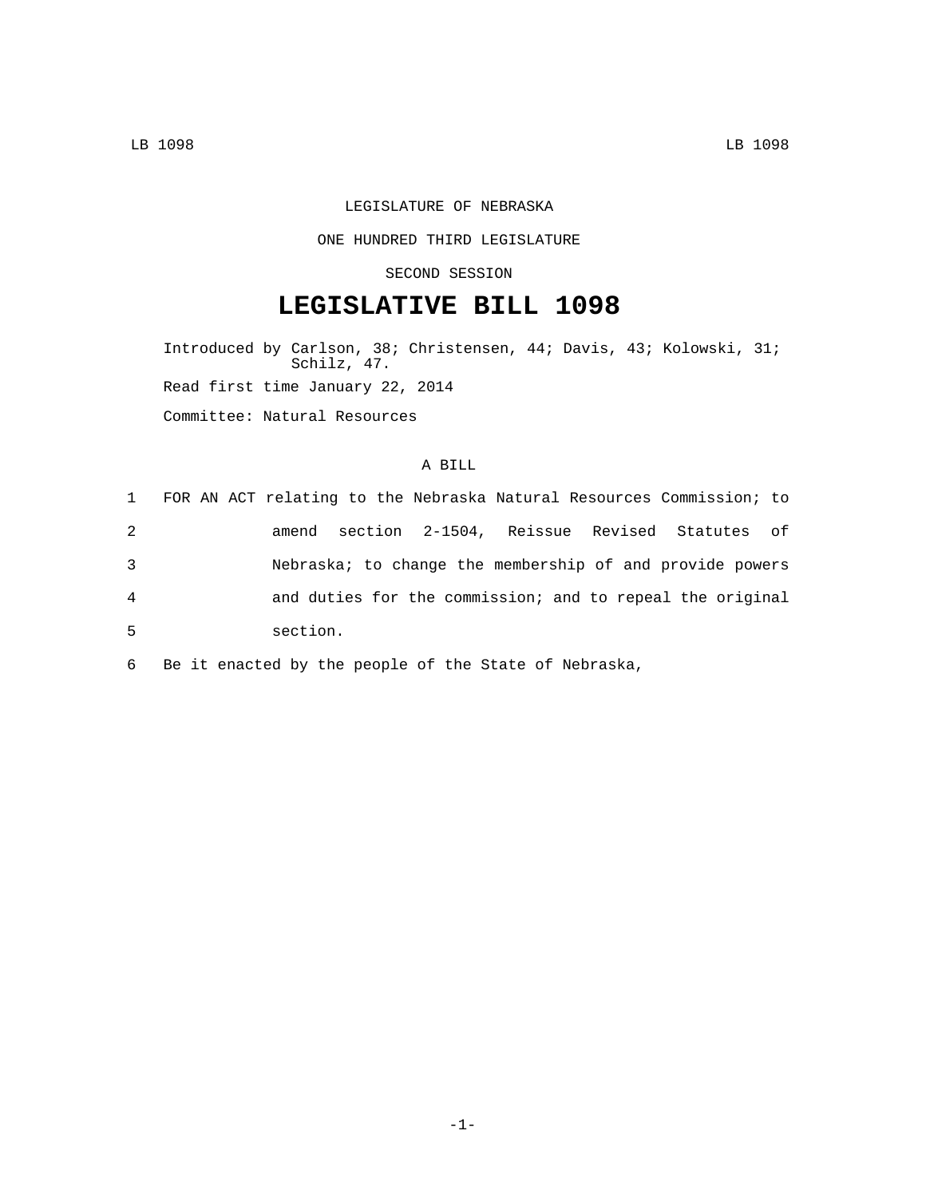LEGISLATURE OF NEBRASKA

ONE HUNDRED THIRD LEGISLATURE

SECOND SESSION

# LEGISLATIVE BILL 1098

Introduced by Carlson, 38; Christensen, 44; Davis, 43; Kolowski, 31; Schilz, 47.

Read first time January 22, 2014

Committee: Natural Resources

A BILL

1 FOR AN ACT relating to the Nebraska Natural Resources Commission; to
2 amend section 2-1504, Reissue Revised Statutes of
3 Nebraska; to change the membership of and provide powers
4 and duties for the commission; and to repeal the original
5 section.

6 Be it enacted by the people of the State of Nebraska,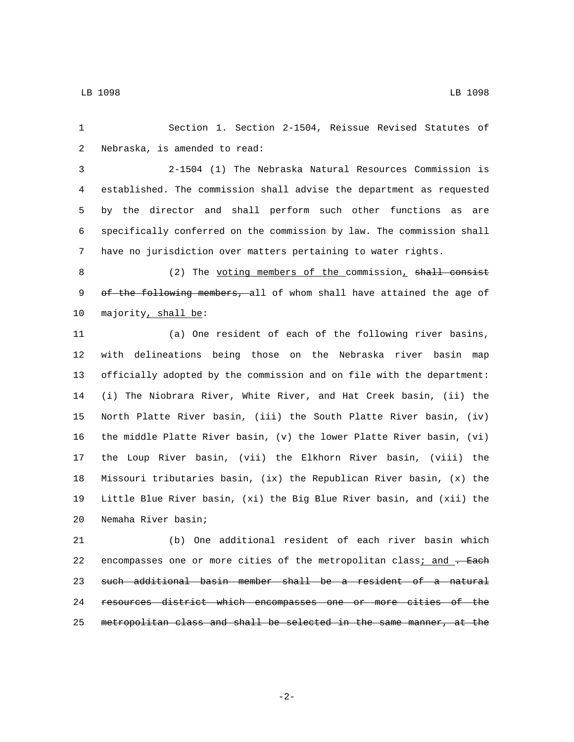Section 1. Section 2-1504, Reissue Revised Statutes of Nebraska, is amended to read:

2-1504 (1) The Nebraska Natural Resources Commission is established. The commission shall advise the department as requested by the director and shall perform such other functions as are specifically conferred on the commission by law. The commission shall have no jurisdiction over matters pertaining to water rights.

(2) The voting members of the commission, ~~shall consist of the following members,~~ all of whom shall have attained the age of majority, shall be:

(a) One resident of each of the following river basins, with delineations being those on the Nebraska river basin map officially adopted by the commission and on file with the department: (i) The Niobrara River, White River, and Hat Creek basin, (ii) the North Platte River basin, (iii) the South Platte River basin, (iv) the middle Platte River basin, (v) the lower Platte River basin, (vi) the Loup River basin, (vii) the Elkhorn River basin, (viii) the Missouri tributaries basin, (ix) the Republican River basin, (x) the Little Blue River basin, (xi) the Big Blue River basin, and (xii) the Nemaha River basin;

(b) One additional resident of each river basin which encompasses one or more cities of the metropolitan class; and ~~. Each such additional basin member shall be a resident of a natural resources district which encompasses one or more cities of the metropolitan class and shall be selected in the same manner, at the~~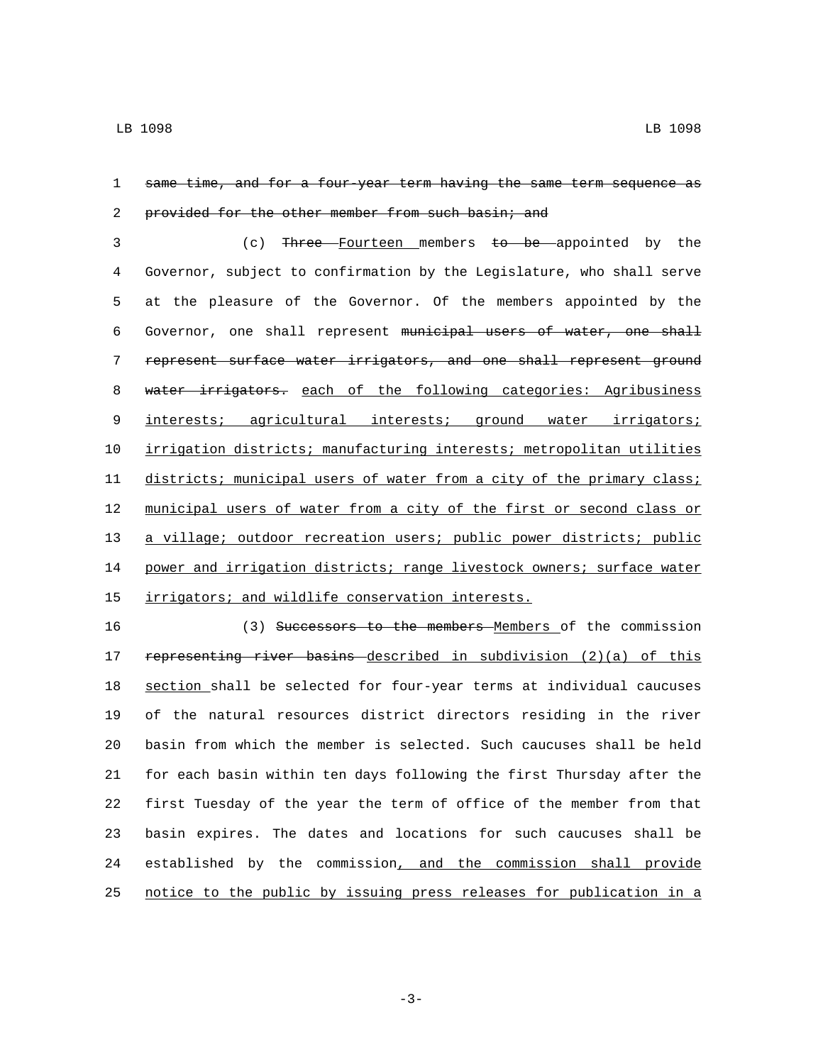~~same time, and for a four-year term having the same term sequence as provided for the other member from such basin; and~~

(c) ~~Three~~ Fourteen members ~~to be~~ appointed by the Governor, subject to confirmation by the Legislature, who shall serve at the pleasure of the Governor. Of the members appointed by the Governor, one shall represent ~~municipal users of water, one shall represent surface water irrigators, and one shall represent ground water irrigators.~~ each of the following categories: Agribusiness interests; agricultural interests; ground water irrigators; irrigation districts; manufacturing interests; metropolitan utilities districts; municipal users of water from a city of the primary class; municipal users of water from a city of the first or second class or a village; outdoor recreation users; public power districts; public power and irrigation districts; range livestock owners; surface water irrigators; and wildlife conservation interests.

(3) ~~Successors to the members~~ Members of the commission ~~representing river basins~~ described in subdivision (2)(a) of this section shall be selected for four-year terms at individual caucuses of the natural resources district directors residing in the river basin from which the member is selected. Such caucuses shall be held for each basin within ten days following the first Thursday after the first Tuesday of the year the term of office of the member from that basin expires. The dates and locations for such caucuses shall be established by the commission, and the commission shall provide notice to the public by issuing press releases for publication in a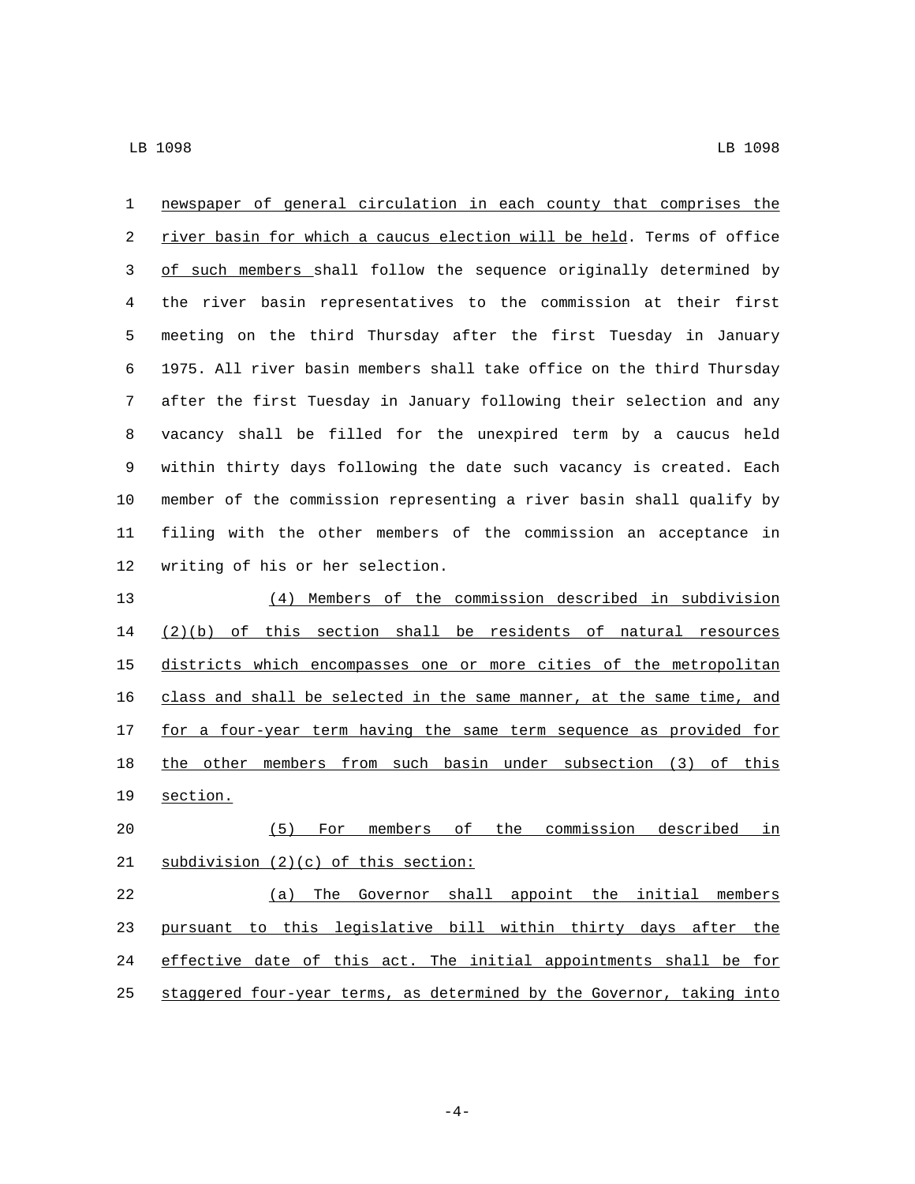newspaper of general circulation in each county that comprises the river basin for which a caucus election will be held. Terms of office of such members shall follow the sequence originally determined by the river basin representatives to the commission at their first meeting on the third Thursday after the first Tuesday in January 1975. All river basin members shall take office on the third Thursday after the first Tuesday in January following their selection and any vacancy shall be filled for the unexpired term by a caucus held within thirty days following the date such vacancy is created. Each member of the commission representing a river basin shall qualify by filing with the other members of the commission an acceptance in writing of his or her selection.

(4) Members of the commission described in subdivision (2)(b) of this section shall be residents of natural resources districts which encompasses one or more cities of the metropolitan class and shall be selected in the same manner, at the same time, and for a four-year term having the same term sequence as provided for the other members from such basin under subsection (3) of this section.

(5) For members of the commission described in subdivision (2)(c) of this section:

(a) The Governor shall appoint the initial members pursuant to this legislative bill within thirty days after the effective date of this act. The initial appointments shall be for staggered four-year terms, as determined by the Governor, taking into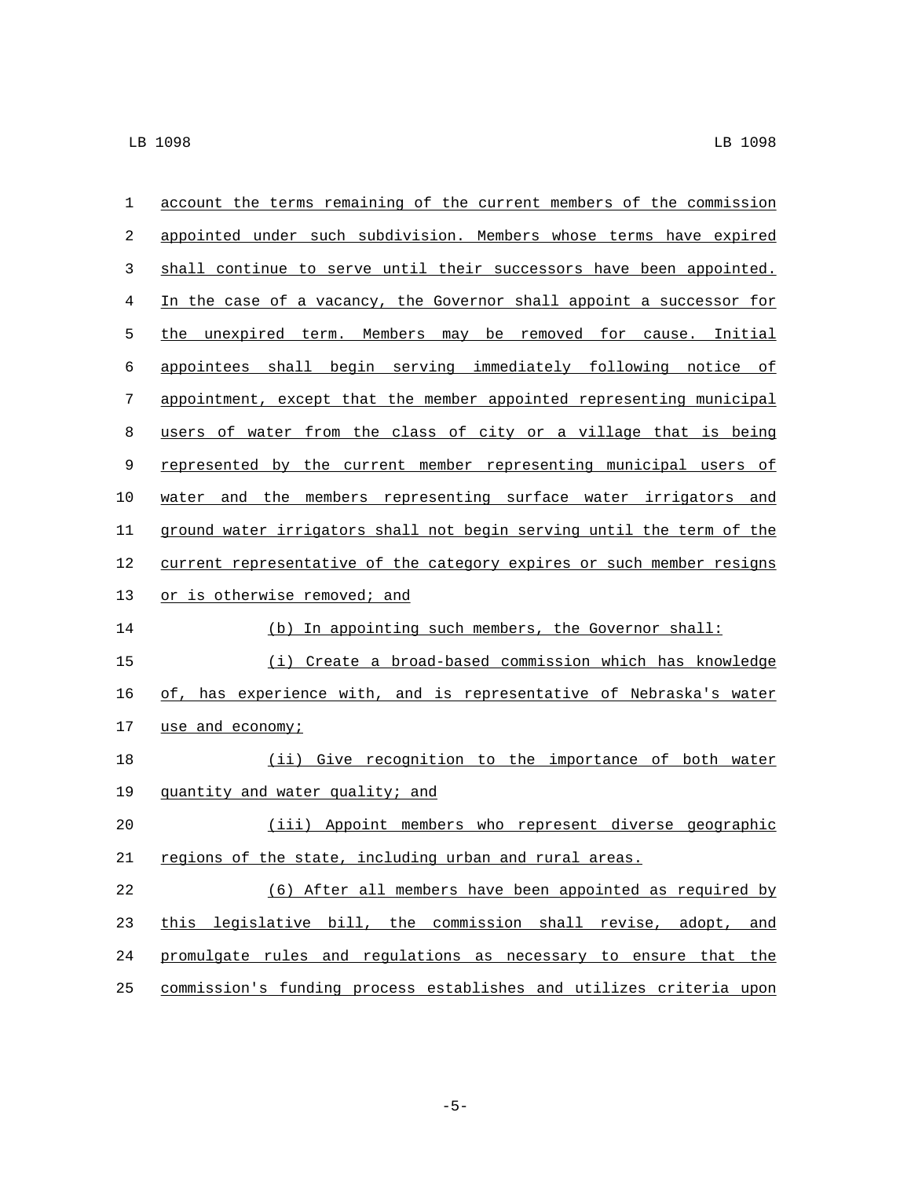account the terms remaining of the current members of the commission appointed under such subdivision. Members whose terms have expired shall continue to serve until their successors have been appointed. In the case of a vacancy, the Governor shall appoint a successor for the unexpired term. Members may be removed for cause. Initial appointees shall begin serving immediately following notice of appointment, except that the member appointed representing municipal users of water from the class of city or a village that is being represented by the current member representing municipal users of water and the members representing surface water irrigators and ground water irrigators shall not begin serving until the term of the current representative of the category expires or such member resigns or is otherwise removed; and

(b) In appointing such members, the Governor shall:

(i) Create a broad-based commission which has knowledge of, has experience with, and is representative of Nebraska's water use and economy;

(ii) Give recognition to the importance of both water quantity and water quality; and

(iii) Appoint members who represent diverse geographic regions of the state, including urban and rural areas.

(6) After all members have been appointed as required by this legislative bill, the commission shall revise, adopt, and promulgate rules and regulations as necessary to ensure that the commission's funding process establishes and utilizes criteria upon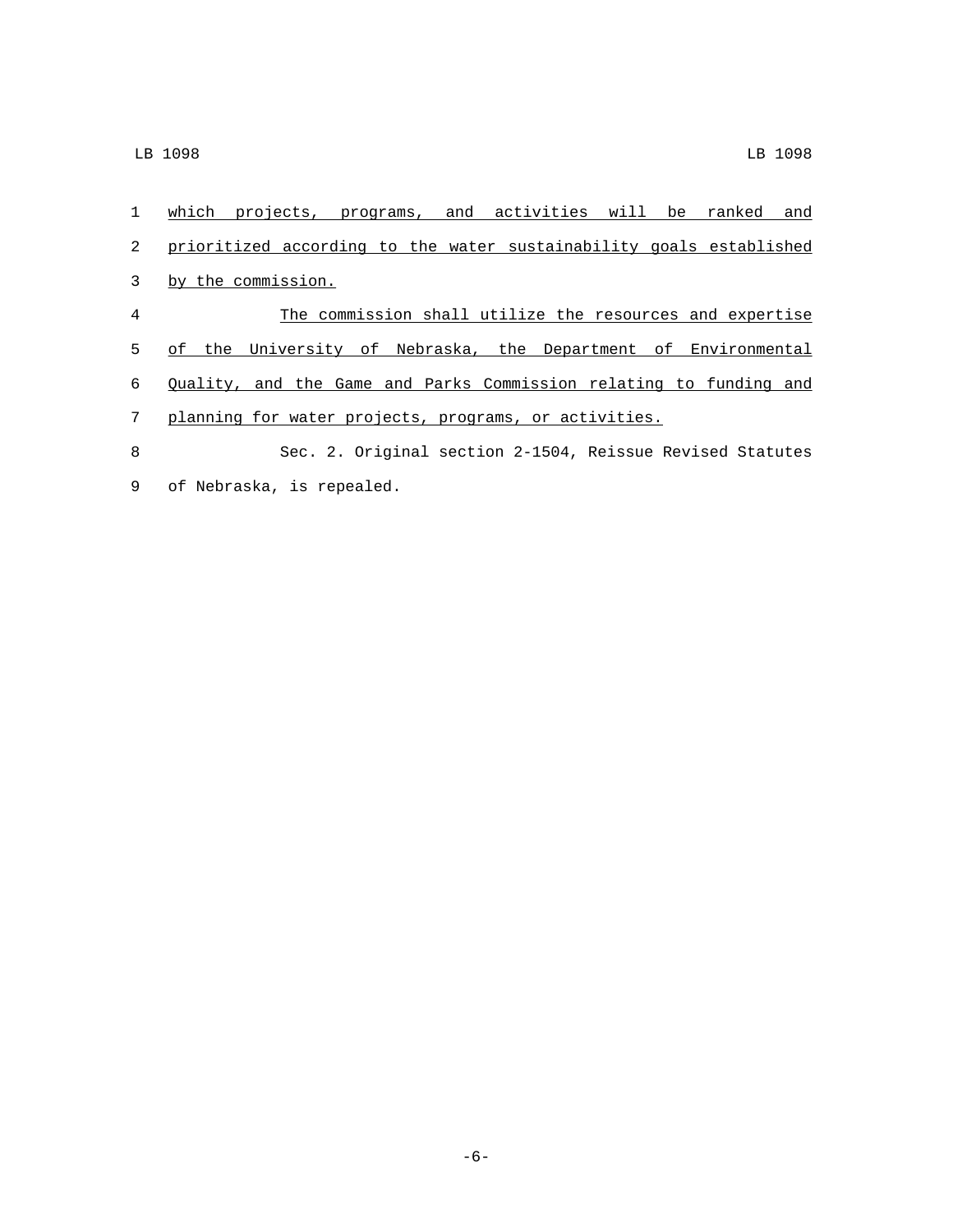which projects, programs, and activities will be ranked and prioritized according to the water sustainability goals established by the commission.

The commission shall utilize the resources and expertise of the University of Nebraska, the Department of Environmental Quality, and the Game and Parks Commission relating to funding and planning for water projects, programs, or activities.

Sec. 2. Original section 2-1504, Reissue Revised Statutes of Nebraska, is repealed.